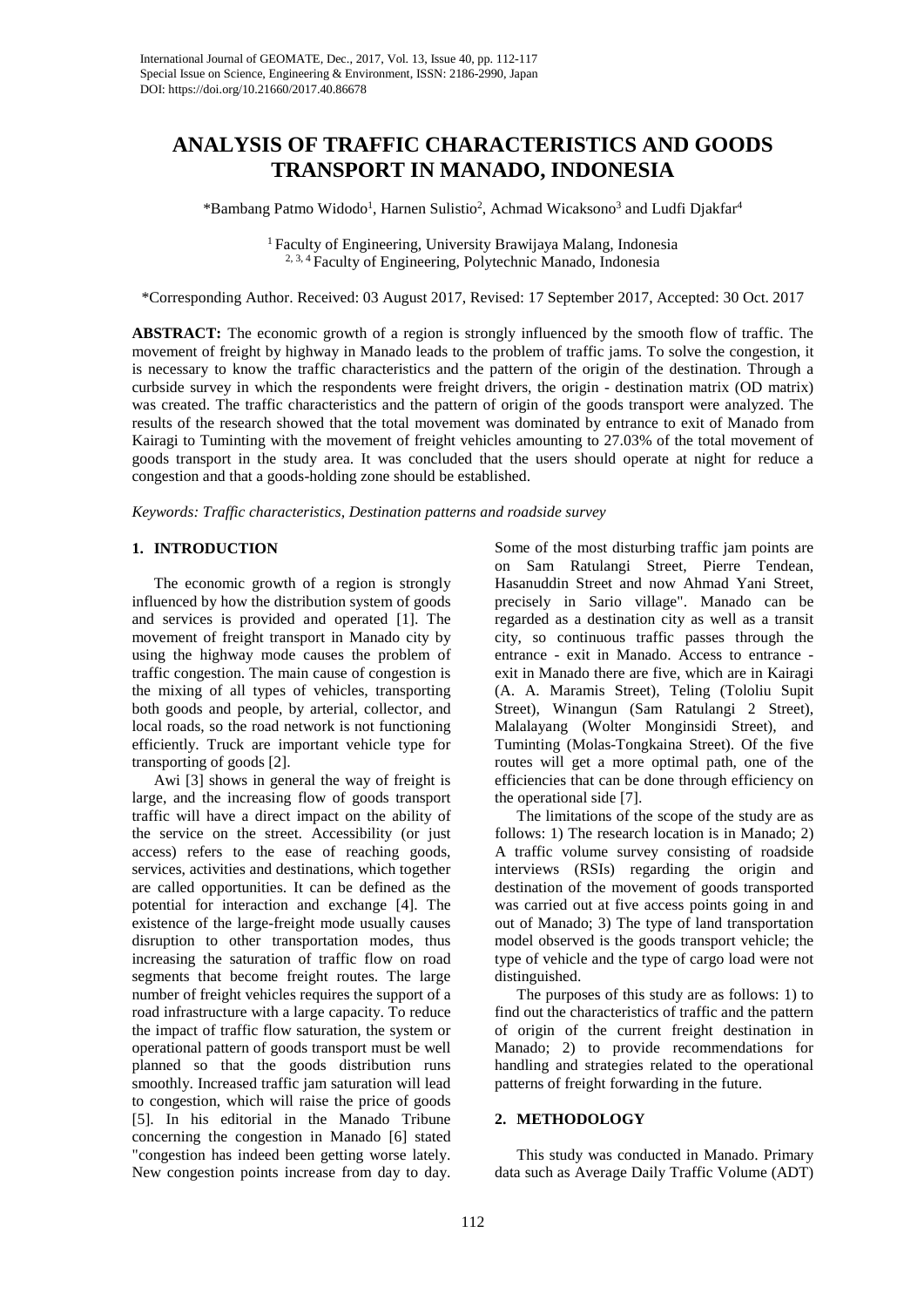# ANALYSIS OF TRAFFIC CHARACTERISTICS AND GOODS TRANSPORT IN MANADO, INDONESIA

*Bambang Patmo Widodo[1], Harnen Sulistio[2], Achmad Wicaksono[3] and Ludfi Djakfar[4]

[1] Faculty of Engineering, University Brawijaya Malang, Indonesia
[2, 3, 4] Faculty of Engineering, Polytechnic Manado, Indonesia

*Corresponding Author. Received: 03 August 2017, Revised: 17 September 2017, Accepted: 30 Oct. 2017

**ABSTRACT:** The economic growth of a region is strongly influenced by the smooth flow of traffic. The movement of freight by highway in Manado leads to the problem of traffic jams. To solve the congestion, it is necessary to know the traffic characteristics and the pattern of the origin of the destination. Through a curbside survey in which the respondents were freight drivers, the origin - destination matrix (OD matrix) was created. The traffic characteristics and the pattern of origin of the goods transport were analyzed. The results of the research showed that the total movement was dominated by entrance to exit of Manado from Kairagi to Tuminting with the movement of freight vehicles amounting to 27.03% of the total movement of goods transport in the study area. It was concluded that the users should operate at night for reduce a congestion and that a goods-holding zone should be established.

*Keywords: Traffic characteristics, Destination patterns and roadside survey*

## 1. INTRODUCTION

The economic growth of a region is strongly influenced by how the distribution system of goods and services is provided and operated [1]. The movement of freight transport in Manado city by using the highway mode causes the problem of traffic congestion. The main cause of congestion is the mixing of all types of vehicles, transporting both goods and people, by arterial, collector, and local roads, so the road network is not functioning efficiently. Truck are important vehicle type for transporting of goods [2].

Awi [3] shows in general the way of freight is large, and the increasing flow of goods transport traffic will have a direct impact on the ability of the service on the street. Accessibility (or just access) refers to the ease of reaching goods, services, activities and destinations, which together are called opportunities. It can be defined as the potential for interaction and exchange [4]. The existence of the large-freight mode usually causes disruption to other transportation modes, thus increasing the saturation of traffic flow on road segments that become freight routes. The large number of freight vehicles requires the support of a road infrastructure with a large capacity. To reduce the impact of traffic flow saturation, the system or operational pattern of goods transport must be well planned so that the goods distribution runs smoothly. Increased traffic jam saturation will lead to congestion, which will raise the price of goods [5]. In his editorial in the Manado Tribune concerning the congestion in Manado [6] stated "congestion has indeed been getting worse lately. New congestion points increase from day to day. Some of the most disturbing traffic jam points are on Sam Ratulangi Street, Pierre Tendean, Hasanuddin Street and now Ahmad Yani Street, precisely in Sario village". Manado can be regarded as a destination city as well as a transit city, so continuous traffic passes through the entrance - exit in Manado. Access to entrance - exit in Manado there are five, which are in Kairagi (A. A. Maramis Street), Teling (Tololiu Supit Street), Winangun (Sam Ratulangi 2 Street), Malalayang (Wolter Monginsidi Street), and Tuminting (Molas-Tongkaina Street). Of the five routes will get a more optimal path, one of the efficiencies that can be done through efficiency on the operational side [7].

The limitations of the scope of the study are as follows: 1) The research location is in Manado; 2) A traffic volume survey consisting of roadside interviews (RSIs) regarding the origin and destination of the movement of goods transported was carried out at five access points going in and out of Manado; 3) The type of land transportation model observed is the goods transport vehicle; the type of vehicle and the type of cargo load were not distinguished.

The purposes of this study are as follows: 1) to find out the characteristics of traffic and the pattern of origin of the current freight destination in Manado; 2) to provide recommendations for handling and strategies related to the operational patterns of freight forwarding in the future.

## 2. METHODOLOGY

This study was conducted in Manado. Primary data such as Average Daily Traffic Volume (ADT)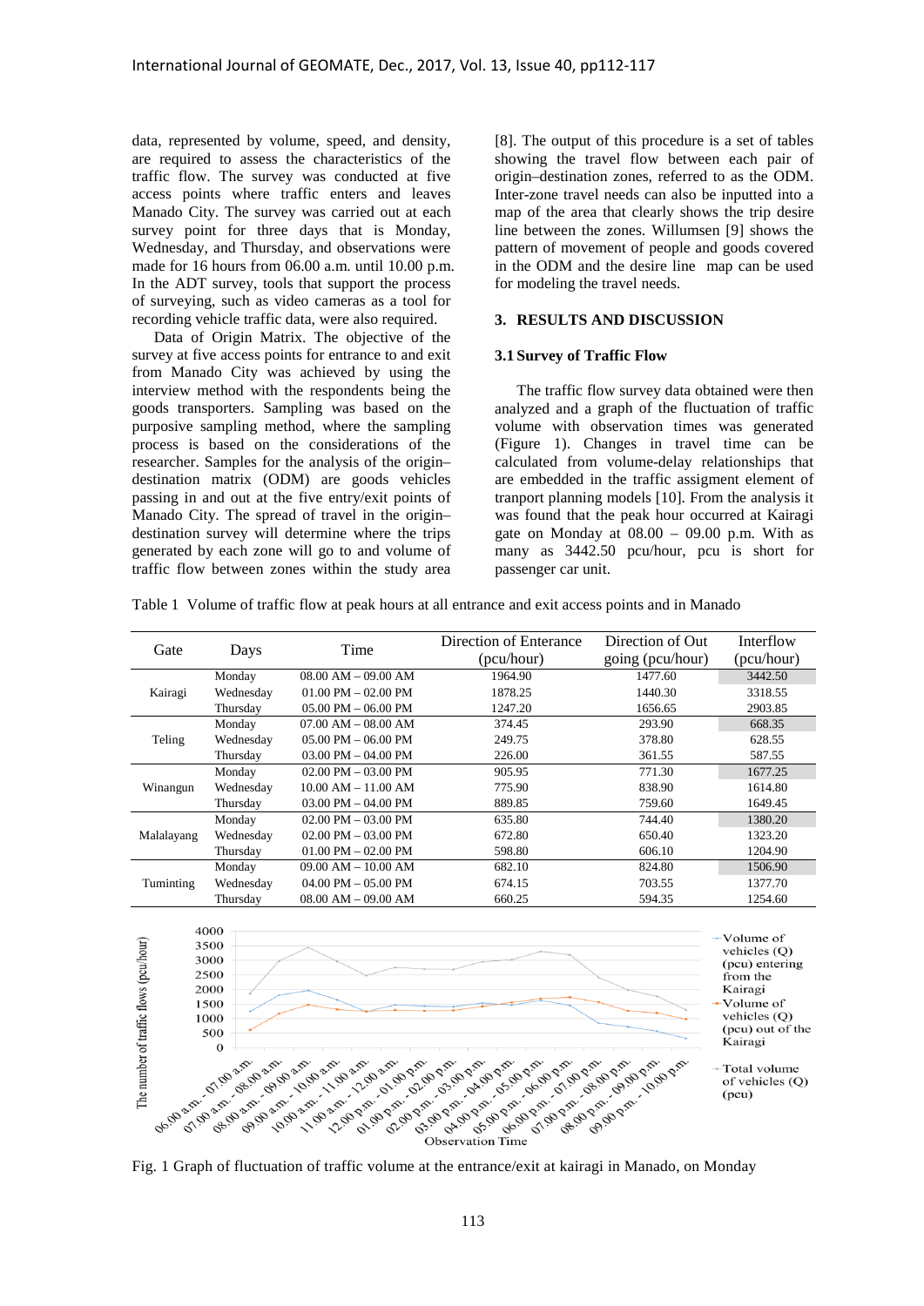data, represented by volume, speed, and density, are required to assess the characteristics of the traffic flow. The survey was conducted at five access points where traffic enters and leaves Manado City. The survey was carried out at each survey point for three days that is Monday, Wednesday, and Thursday, and observations were made for 16 hours from 06.00 a.m. until 10.00 p.m. In the ADT survey, tools that support the process of surveying, such as video cameras as a tool for recording vehicle traffic data, were also required.

Data of Origin Matrix. The objective of the survey at five access points for entrance to and exit from Manado City was achieved by using the interview method with the respondents being the goods transporters. Sampling was based on the purposive sampling method, where the sampling process is based on the considerations of the researcher. Samples for the analysis of the origin–destination matrix (ODM) are goods vehicles passing in and out at the five entry/exit points of Manado City. The spread of travel in the origin–destination survey will determine where the trips generated by each zone will go to and volume of traffic flow between zones within the study area [8]. The output of this procedure is a set of tables showing the travel flow between each pair of origin–destination zones, referred to as the ODM. Inter-zone travel needs can also be inputted into a map of the area that clearly shows the trip desire line between the zones. Willumsen [9] shows the pattern of movement of people and goods covered in the ODM and the desire line map can be used for modeling the travel needs.

## 3. RESULTS AND DISCUSSION

### 3.1 Survey of Traffic Flow

The traffic flow survey data obtained were then analyzed and a graph of the fluctuation of traffic volume with observation times was generated (Figure 1). Changes in travel time can be calculated from volume-delay relationships that are embedded in the traffic assigment element of tranport planning models [10]. From the analysis it was found that the peak hour occurred at Kairagi gate on Monday at 08.00 – 09.00 p.m. With as many as 3442.50 pcu/hour, pcu is short for passenger car unit.

Table 1 Volume of traffic flow at peak hours at all entrance and exit access points and in Manado

| Gate | Days | Time | Direction of Enterance (pcu/hour) | Direction of Out going (pcu/hour) | Interflow (pcu/hour) |
|---|---|---|---|---|---|
| Kairagi | Monday | 08.00 AM – 09.00 AM | 1964.90 | 1477.60 | 3442.50 |
| | Wednesday | 01.00 PM – 02.00 PM | 1878.25 | 1440.30 | 3318.55 |
| | Thursday | 05.00 PM – 06.00 PM | 1247.20 | 1656.65 | 2903.85 |
| Teling | Monday | 07.00 AM – 08.00 AM | 374.45 | 293.90 | 668.35 |
| | Wednesday | 05.00 PM – 06.00 PM | 249.75 | 378.80 | 628.55 |
| | Thursday | 03.00 PM – 04.00 PM | 226.00 | 361.55 | 587.55 |
| Winangun | Monday | 02.00 PM – 03.00 PM | 905.95 | 771.30 | 1677.25 |
| | Wednesday | 10.00 AM – 11.00 AM | 775.90 | 838.90 | 1614.80 |
| | Thursday | 03.00 PM – 04.00 PM | 889.85 | 759.60 | 1649.45 |
| Malalayang | Monday | 02.00 PM – 03.00 PM | 635.80 | 744.40 | 1380.20 |
| | Wednesday | 02.00 PM – 03.00 PM | 672.80 | 650.40 | 1323.20 |
| | Thursday | 01.00 PM – 02.00 PM | 598.80 | 606.10 | 1204.90 |
| Tuminting | Monday | 09.00 AM – 10.00 AM | 682.10 | 824.80 | 1506.90 |
| | Wednesday | 04.00 PM – 05.00 PM | 674.15 | 703.55 | 1377.70 |
| | Thursday | 08.00 AM – 09.00 AM | 660.25 | 594.35 | 1254.60 |

Fig. 1 Graph of fluctuation of traffic volume at the entrance/exit at kairagi in Manado, on Monday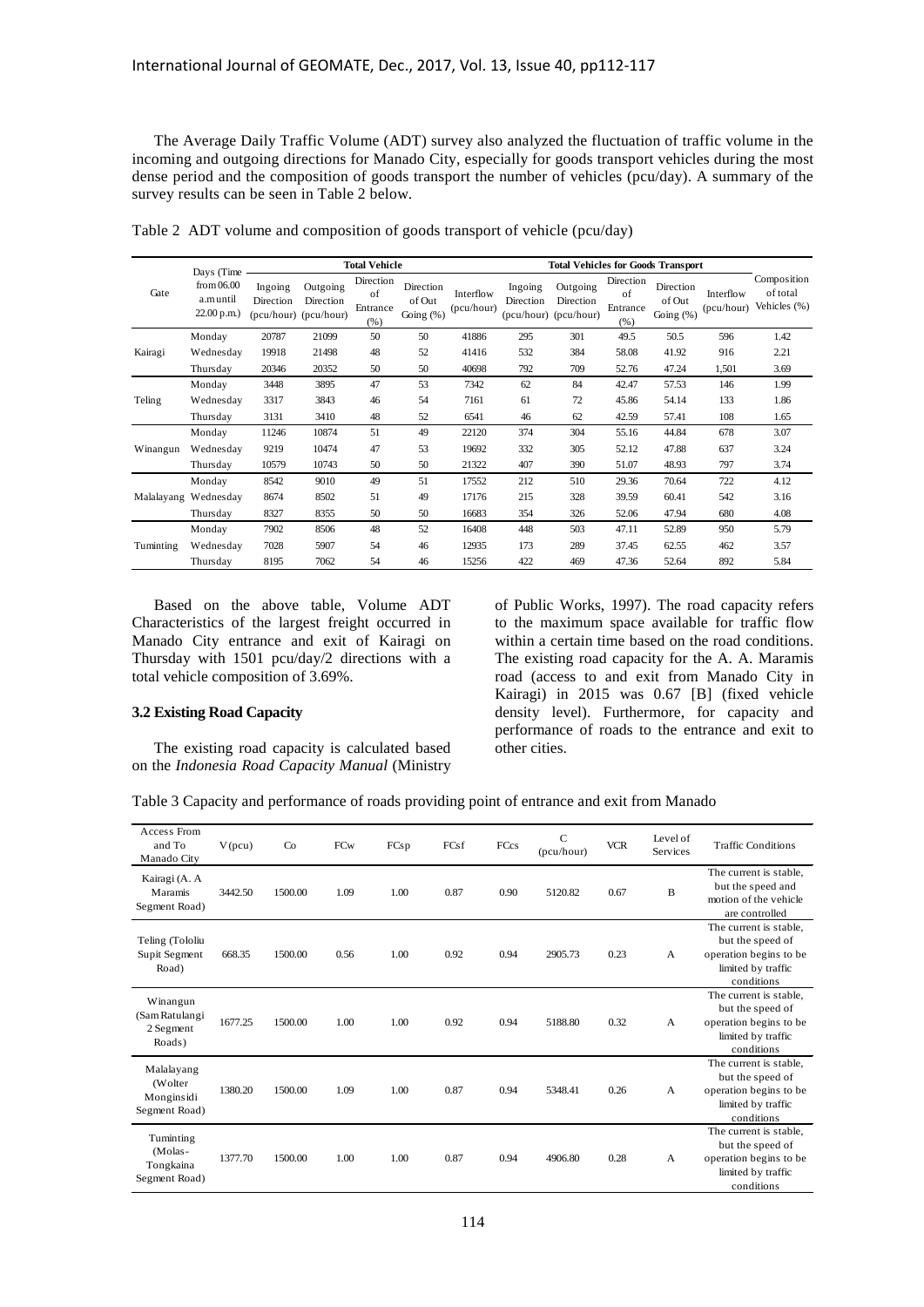The Average Daily Traffic Volume (ADT) survey also analyzed the fluctuation of traffic volume in the incoming and outgoing directions for Manado City, especially for goods transport vehicles during the most dense period and the composition of goods transport the number of vehicles (pcu/day). A summary of the survey results can be seen in Table 2 below.

Table 2 ADT volume and composition of goods transport of vehicle (pcu/day)

| Gate | Days (Time from 06.00 a.m until 22.00 p.m.) | Total Vehicle | | | | | Total Vehicles for Goods Transport | | | | | Composition of total Vehicles (%) |
|---|---|---|---|---|---|---|---|---|---|---|---|---|
| | | Ingoing Direction (pcu/hour) | Outgoing Direction (pcu/hour) | Direction of Entrance (%) | Direction of Out Going (%) | Interflow (pcu/hour) | Ingoing Direction (pcu/hour) | Outgoing Direction (pcu/hour) | Direction of Entrance (%) | Direction of Out Going (%) | Interflow (pcu/hour) | |
| Kairagi | Monday | 20787 | 21099 | 50 | 50 | 41886 | 295 | 301 | 49.5 | 50.5 | 596 | 1.42 |
| | Wednesday | 19918 | 21498 | 48 | 52 | 41416 | 532 | 384 | 58.08 | 41.92 | 916 | 2.21 |
| | Thursday | 20346 | 20352 | 50 | 50 | 40698 | 792 | 709 | 52.76 | 47.24 | 1,501 | 3.69 |
| Teling | Monday | 3448 | 3895 | 47 | 53 | 7342 | 62 | 84 | 42.47 | 57.53 | 146 | 1.99 |
| | Wednesday | 3317 | 3843 | 46 | 54 | 7161 | 61 | 72 | 45.86 | 54.14 | 133 | 1.86 |
| | Thursday | 3131 | 3410 | 48 | 52 | 6541 | 46 | 62 | 42.59 | 57.41 | 108 | 1.65 |
| Winangun | Monday | 11246 | 10874 | 51 | 49 | 22120 | 374 | 304 | 55.16 | 44.84 | 678 | 3.07 |
| | Wednesday | 9219 | 10474 | 47 | 53 | 19692 | 332 | 305 | 52.12 | 47.88 | 637 | 3.24 |
| | Thursday | 10579 | 10743 | 50 | 50 | 21322 | 407 | 390 | 51.07 | 48.93 | 797 | 3.74 |
| Malalayang | Monday | 8542 | 9010 | 49 | 51 | 17552 | 212 | 510 | 29.36 | 70.64 | 722 | 4.12 |
| | Wednesday | 8674 | 8502 | 51 | 49 | 17176 | 215 | 328 | 39.59 | 60.41 | 542 | 3.16 |
| | Thursday | 8327 | 8355 | 50 | 50 | 16683 | 354 | 326 | 52.06 | 47.94 | 680 | 4.08 |
| Tuminting | Monday | 7902 | 8506 | 48 | 52 | 16408 | 448 | 503 | 47.11 | 52.89 | 950 | 5.79 |
| | Wednesday | 7028 | 5907 | 54 | 46 | 12935 | 173 | 289 | 37.45 | 62.55 | 462 | 3.57 |
| | Thursday | 8195 | 7062 | 54 | 46 | 15256 | 422 | 469 | 47.36 | 52.64 | 892 | 5.84 |

Based on the above table, Volume ADT Characteristics of the largest freight occurred in Manado City entrance and exit of Kairagi on Thursday with 1501 pcu/day/2 directions with a total vehicle composition of 3.69%.

### 3.2 Existing Road Capacity

The existing road capacity is calculated based on the *Indonesia Road Capacity Manual* (Ministry of Public Works, 1997). The road capacity refers to the maximum space available for traffic flow within a certain time based on the road conditions. The existing road capacity for the A. A. Maramis road (access to and exit from Manado City in Kairagi) in 2015 was 0.67 [B] (fixed vehicle density level). Furthermore, for capacity and performance of roads to the entrance and exit to other cities.

Table 3 Capacity and performance of roads providing point of entrance and exit from Manado

| Access From and To Manado City | V (pcu) | Co | FCw | FCsp | FCsf | FCcs | C (pcu/hour) | VCR | Level of Services | Traffic Conditions |
|---|---|---|---|---|---|---|---|---|---|---|
| Kairagi (A. A Maramis Segment Road) | 3442.50 | 1500.00 | 1.09 | 1.00 | 0.87 | 0.90 | 5120.82 | 0.67 | B | The current is stable, but the speed and motion of the vehicle are controlled |
| Teling (Tololiu Supit Segment Road) | 668.35 | 1500.00 | 0.56 | 1.00 | 0.92 | 0.94 | 2905.73 | 0.23 | A | The current is stable, but the speed of operation begins to be limited by traffic conditions |
| Winangun (Sam Ratulangi 2 Segment Roads) | 1677.25 | 1500.00 | 1.00 | 1.00 | 0.92 | 0.94 | 5188.80 | 0.32 | A | The current is stable, but the speed of operation begins to be limited by traffic conditions |
| Malalayang (Wolter Monginsidi Segment Road) | 1380.20 | 1500.00 | 1.09 | 1.00 | 0.87 | 0.94 | 5348.41 | 0.26 | A | The current is stable, but the speed of operation begins to be limited by traffic conditions |
| Tuminting (Molas-Tongkaina Segment Road) | 1377.70 | 1500.00 | 1.00 | 1.00 | 0.87 | 0.94 | 4906.80 | 0.28 | A | The current is stable, but the speed of operation begins to be limited by traffic conditions |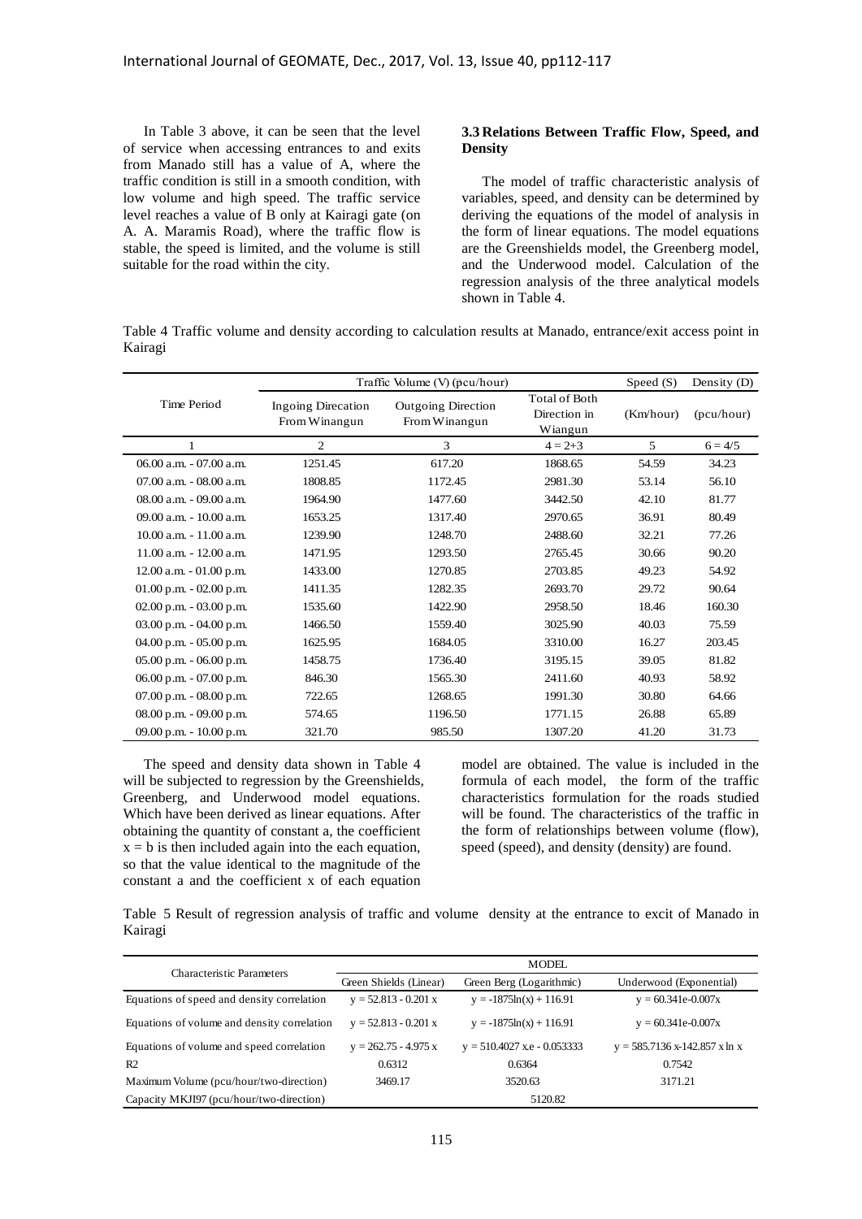In Table 3 above, it can be seen that the level of service when accessing entrances to and exits from Manado still has a value of A, where the traffic condition is still in a smooth condition, with low volume and high speed. The traffic service level reaches a value of B only at Kairagi gate (on A. A. Maramis Road), where the traffic flow is stable, the speed is limited, and the volume is still suitable for the road within the city.

### 3.3 Relations Between Traffic Flow, Speed, and Density

The model of traffic characteristic analysis of variables, speed, and density can be determined by deriving the equations of the model of analysis in the form of linear equations. The model equations are the Greenshields model, the Greenberg model, and the Underwood model. Calculation of the regression analysis of the three analytical models shown in Table 4.

Table 4 Traffic volume and density according to calculation results at Manado, entrance/exit access point in Kairagi

| Time Period | Traffic Volume (V) (pcu/hour) | | | Speed (S) | Density (D) |
|---|---|---|---|---|---|
| | Ingoing Direcation From Winangun | Outgoing Direction From Winangun | Total of Both Direction in Wiangun | (Km/hour) | (pcu/hour) |
| 1 | 2 | 3 | 4 = 2+3 | 5 | 6 = 4/5 |
| 06.00 a.m. - 07.00 a.m. | 1251.45 | 617.20 | 1868.65 | 54.59 | 34.23 |
| 07.00 a.m. - 08.00 a.m. | 1808.85 | 1172.45 | 2981.30 | 53.14 | 56.10 |
| 08.00 a.m. - 09.00 a.m. | 1964.90 | 1477.60 | 3442.50 | 42.10 | 81.77 |
| 09.00 a.m. - 10.00 a.m. | 1653.25 | 1317.40 | 2970.65 | 36.91 | 80.49 |
| 10.00 a.m. - 11.00 a.m. | 1239.90 | 1248.70 | 2488.60 | 32.21 | 77.26 |
| 11.00 a.m. - 12.00 a.m. | 1471.95 | 1293.50 | 2765.45 | 30.66 | 90.20 |
| 12.00 a.m. - 01.00 p.m. | 1433.00 | 1270.85 | 2703.85 | 49.23 | 54.92 |
| 01.00 p.m. - 02.00 p.m. | 1411.35 | 1282.35 | 2693.70 | 29.72 | 90.64 |
| 02.00 p.m. - 03.00 p.m. | 1535.60 | 1422.90 | 2958.50 | 18.46 | 160.30 |
| 03.00 p.m. - 04.00 p.m. | 1466.50 | 1559.40 | 3025.90 | 40.03 | 75.59 |
| 04.00 p.m. - 05.00 p.m. | 1625.95 | 1684.05 | 3310.00 | 16.27 | 203.45 |
| 05.00 p.m. - 06.00 p.m. | 1458.75 | 1736.40 | 3195.15 | 39.05 | 81.82 |
| 06.00 p.m. - 07.00 p.m. | 846.30 | 1565.30 | 2411.60 | 40.93 | 58.92 |
| 07.00 p.m. - 08.00 p.m. | 722.65 | 1268.65 | 1991.30 | 30.80 | 64.66 |
| 08.00 p.m. - 09.00 p.m. | 574.65 | 1196.50 | 1771.15 | 26.88 | 65.89 |
| 09.00 p.m. - 10.00 p.m. | 321.70 | 985.50 | 1307.20 | 41.20 | 31.73 |

The speed and density data shown in Table 4 will be subjected to regression by the Greenshields, Greenberg, and Underwood model equations. Which have been derived as linear equations. After obtaining the quantity of constant a, the coefficient x = b is then included again into the each equation, so that the value identical to the magnitude of the constant a and the coefficient x of each equation model are obtained. The value is included in the formula of each model, the form of the traffic characteristics formulation for the roads studied will be found. The characteristics of the traffic in the form of relationships between volume (flow), speed (speed), and density (density) are found.

Table 5 Result of regression analysis of traffic and volume density at the entrance to excit of Manado in Kairagi

| Characteristic Parameters | MODEL | | |
|---|---|---|---|
| | Green Shields (Linear) | Green Berg (Logarithmic) | Underwood (Exponential) |
| Equations of speed and density correlation | $y = 52.813 - 0.201\ x$ | $y = -1875\ln(x) + 116.91$ | $y = 60.341e\text{-}0.007x$ |
| Equations of volume and density correlation | $y = 52.813 - 0.201\ x$ | $y = -1875\ln(x) + 116.91$ | $y = 60.341e\text{-}0.007x$ |
| Equations of volume and speed correlation | $y = 262.75 - 4.975\ x$ | $y = 510.4027\ x.e - 0.053333$ | $y = 585.7136\ x\text{-}142.857\ x \ln x$ |
| R2 | 0.6312 | 0.6364 | 0.7542 |
| Maximum Volume (pcu/hour/two-direction) | 3469.17 | 3520.63 | 3171.21 |
| Capacity MKJI97 (pcu/hour/two-direction) | | 5120.82 | |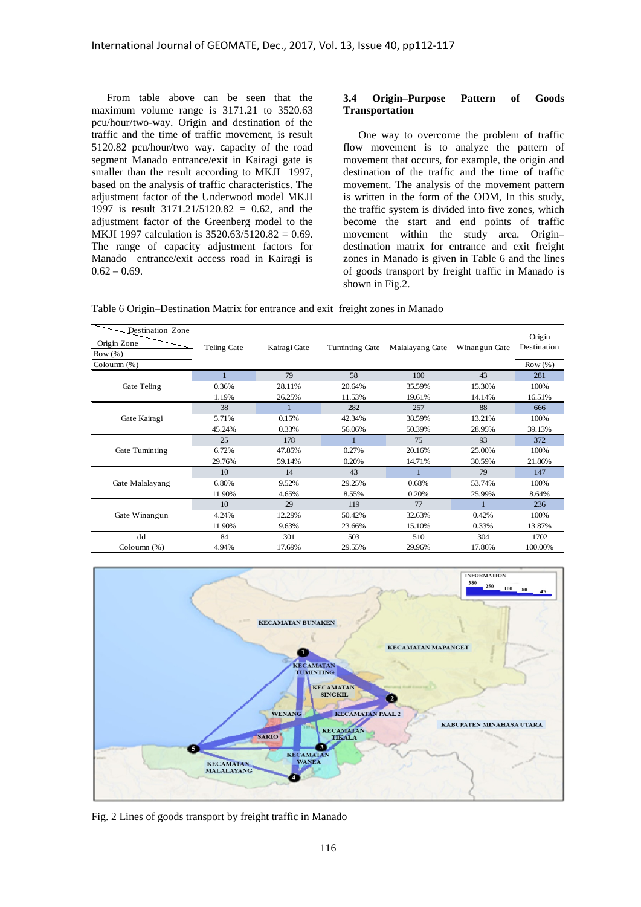From table above can be seen that the maximum volume range is 3171.21 to 3520.63 pcu/hour/two-way. Origin and destination of the traffic and the time of traffic movement, is result 5120.82 pcu/hour/two way. capacity of the road segment Manado entrance/exit in Kairagi gate is smaller than the result according to MKJI 1997, based on the analysis of traffic characteristics. The adjustment factor of the Underwood model MKJI 1997 is result 3171.21/5120.82 = 0.62, and the adjustment factor of the Greenberg model to the MKJI 1997 calculation is 3520.63/5120.82 = 0.69. The range of capacity adjustment factors for Manado entrance/exit access road in Kairagi is 0.62 – 0.69.

### 3.4 Origin–Purpose Pattern of Goods Transportation

One way to overcome the problem of traffic flow movement is to analyze the pattern of movement that occurs, for example, the origin and destination of the traffic and the time of traffic movement. The analysis of the movement pattern is written in the form of the ODM, In this study, the traffic system is divided into five zones, which become the start and end points of traffic movement within the study area. Origin–destination matrix for entrance and exit freight zones in Manado is given in Table 6 and the lines of goods transport by freight traffic in Manado is shown in Fig.2.

Table 6 Origin–Destination Matrix for entrance and exit freight zones in Manado

| Destination Zone / Origin Zone / Row (%) / Coloumn (%) | Teling Gate | Kairagi Gate | Tuminting Gate | Malalayang Gate | Winangun Gate | Origin Destination / Row (%) |
|---|---|---|---|---|---|---|
| | 1 | 79 | 58 | 100 | 43 | 281 |
| Gate Teling | 0.36% | 28.11% | 20.64% | 35.59% | 15.30% | 100% |
| | 1.19% | 26.25% | 11.53% | 19.61% | 14.14% | 16.51% |
| | 38 | 1 | 282 | 257 | 88 | 666 |
| Gate Kairagi | 5.71% | 0.15% | 42.34% | 38.59% | 13.21% | 100% |
| | 45.24% | 0.33% | 56.06% | 50.39% | 28.95% | 39.13% |
| | 25 | 178 | 1 | 75 | 93 | 372 |
| Gate Tuminting | 6.72% | 47.85% | 0.27% | 20.16% | 25.00% | 100% |
| | 29.76% | 59.14% | 0.20% | 14.71% | 30.59% | 21.86% |
| | 10 | 14 | 43 | 1 | 79 | 147 |
| Gate Malalayang | 6.80% | 9.52% | 29.25% | 0.68% | 53.74% | 100% |
| | 11.90% | 4.65% | 8.55% | 0.20% | 25.99% | 8.64% |
| | 10 | 29 | 119 | 77 | 1 | 236 |
| Gate Winangun | 4.24% | 12.29% | 50.42% | 32.63% | 0.42% | 100% |
| | 11.90% | 9.63% | 23.66% | 15.10% | 0.33% | 13.87% |
| dd | 84 | 301 | 503 | 510 | 304 | 1702 |
| Coloumn (%) | 4.94% | 17.69% | 29.55% | 29.96% | 17.86% | 100.00% |

Fig. 2 Lines of goods transport by freight traffic in Manado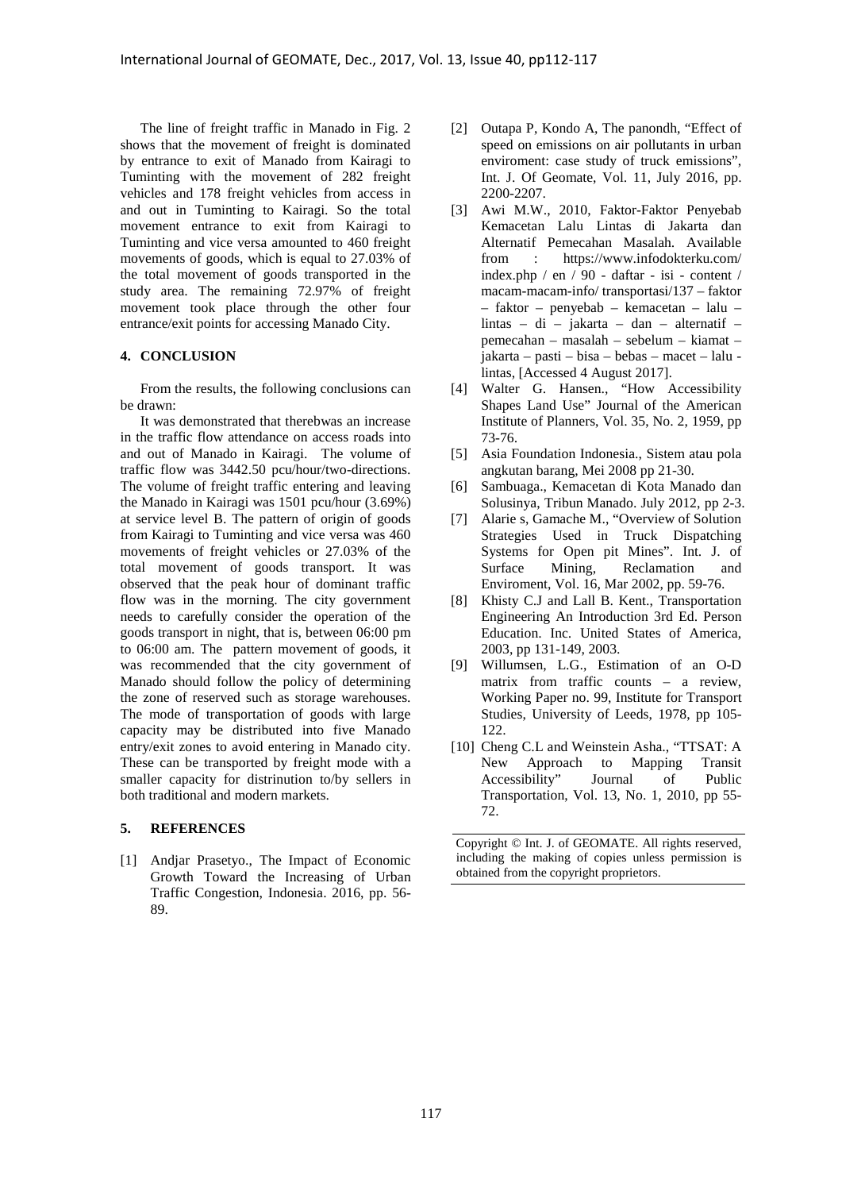The line of freight traffic in Manado in Fig. 2 shows that the movement of freight is dominated by entrance to exit of Manado from Kairagi to Tuminting with the movement of 282 freight vehicles and 178 freight vehicles from access in and out in Tuminting to Kairagi. So the total movement entrance to exit from Kairagi to Tuminting and vice versa amounted to 460 freight movements of goods, which is equal to 27.03% of the total movement of goods transported in the study area. The remaining 72.97% of freight movement took place through the other four entrance/exit points for accessing Manado City.

## 4. CONCLUSION

From the results, the following conclusions can be drawn:

It was demonstrated that therebwas an increase in the traffic flow attendance on access roads into and out of Manado in Kairagi. The volume of traffic flow was 3442.50 pcu/hour/two-directions. The volume of freight traffic entering and leaving the Manado in Kairagi was 1501 pcu/hour (3.69%) at service level B. The pattern of origin of goods from Kairagi to Tuminting and vice versa was 460 movements of freight vehicles or 27.03% of the total movement of goods transport. It was observed that the peak hour of dominant traffic flow was in the morning. The city government needs to carefully consider the operation of the goods transport in night, that is, between 06:00 pm to 06:00 am. The pattern movement of goods, it was recommended that the city government of Manado should follow the policy of determining the zone of reserved such as storage warehouses. The mode of transportation of goods with large capacity may be distributed into five Manado entry/exit zones to avoid entering in Manado city. These can be transported by freight mode with a smaller capacity for distrinution to/by sellers in both traditional and modern markets.

## 5. REFERENCES

[1] Andjar Prasetyo., The Impact of Economic Growth Toward the Increasing of Urban Traffic Congestion, Indonesia. 2016, pp. 56-89.

[2] Outapa P, Kondo A, The panondh, "Effect of speed on emissions on air pollutants in urban enviroment: case study of truck emissions", Int. J. Of Geomate, Vol. 11, July 2016, pp. 2200-2207.

[3] Awi M.W., 2010, Faktor-Faktor Penyebab Kemacetan Lalu Lintas di Jakarta dan Alternatif Pemecahan Masalah. Available from : https://www.infodokterku.com/ index.php / en / 90 - daftar - isi - content / macam-macam-info/ transportasi/137 – faktor – faktor – penyebab – kemacetan – lalu – lintas – di – jakarta – dan – alternatif – pemecahan – masalah – sebelum – kiamat – jakarta – pasti – bisa – bebas – macet – lalu - lintas, [Accessed 4 August 2017].

[4] Walter G. Hansen., "How Accessibility Shapes Land Use" Journal of the American Institute of Planners, Vol. 35, No. 2, 1959, pp 73-76.

[5] Asia Foundation Indonesia., Sistem atau pola angkutan barang, Mei 2008 pp 21-30.

[6] Sambuaga., Kemacetan di Kota Manado dan Solusinya, Tribun Manado. July 2012, pp 2-3.

[7] Alarie s, Gamache M., "Overview of Solution Strategies Used in Truck Dispatching Systems for Open pit Mines". Int. J. of Surface Mining, Reclamation and Enviroment, Vol. 16, Mar 2002, pp. 59-76.

[8] Khisty C.J and Lall B. Kent., Transportation Engineering An Introduction 3rd Ed. Person Education. Inc. United States of America, 2003, pp 131-149, 2003.

[9] Willumsen, L.G., Estimation of an O-D matrix from traffic counts – a review, Working Paper no. 99, Institute for Transport Studies, University of Leeds, 1978, pp 105-122.

[10] Cheng C.L and Weinstein Asha., "TTSAT: A New Approach to Mapping Transit Accessibility" Journal of Public Transportation, Vol. 13, No. 1, 2010, pp 55-72.

Copyright © Int. J. of GEOMATE. All rights reserved, including the making of copies unless permission is obtained from the copyright proprietors.